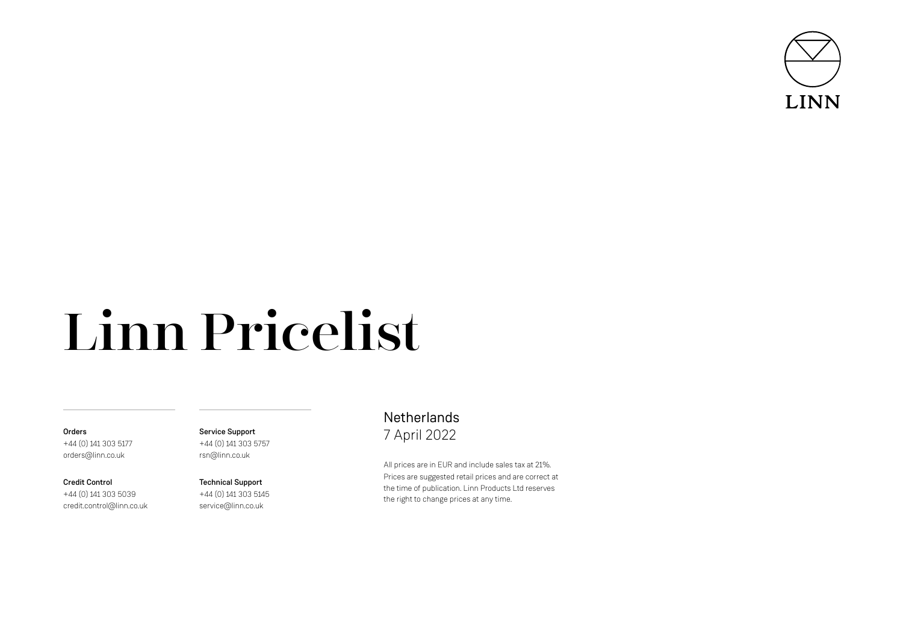LINN

# Linn Pricelist

**Orders**
+44 (0) 141 303 5177
orders@linn.co.uk

**Credit Control**
+44 (0) 141 303 5039
credit.control@linn.co.uk

**Service Support**
+44 (0) 141 303 5757
rsn@linn.co.uk

**Technical Support**
+44 (0) 141 303 5145
service@linn.co.uk

Netherlands
7 April 2022

All prices are in EUR and include sales tax at 21%.
Prices are suggested retail prices and are correct at the time of publication. Linn Products Ltd reserves the right to change prices at any time.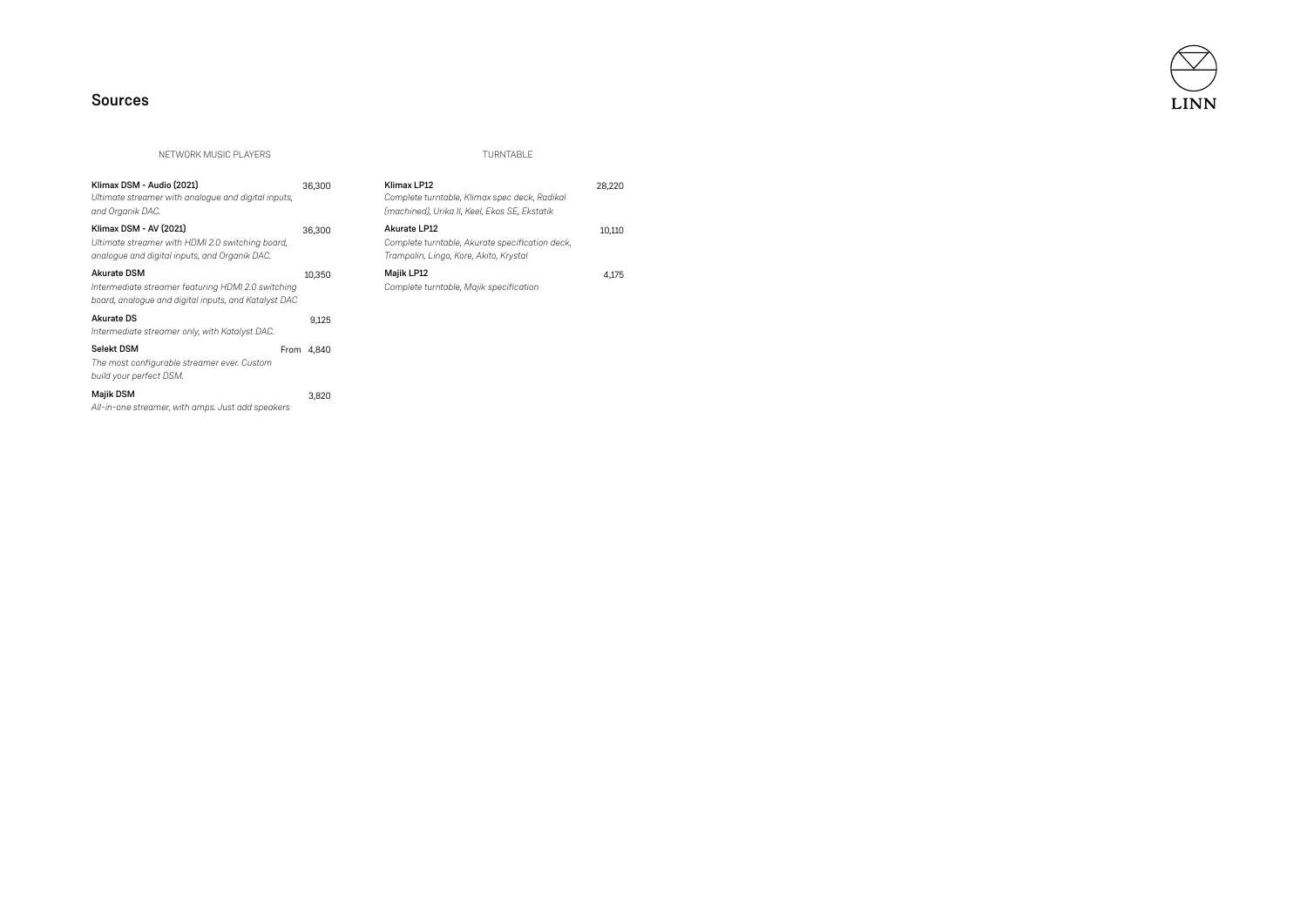## Sources

LINN

### NETWORK MUSIC PLAYERS

**Klimax DSM - Audio (2021)** — 36,300
*Ultimate streamer with analogue and digital inputs, and Organik DAC.*

**Klimax DSM - AV (2021)** — 36,300
*Ultimate streamer with HDMI 2.0 switching board, analogue and digital inputs, and Organik DAC.*

**Akurate DSM** — 10,350
*Intermediate streamer featuring HDMI 2.0 switching board, analogue and digital inputs, and Katalyst DAC*

**Akurate DS** — 9,125
*Intermediate streamer only, with Katalyst DAC.*

**Selekt DSM** — From 4,840
*The most configurable streamer ever. Custom build your perfect DSM.*

**Majik DSM** — 3,820
*All-in-one streamer, with amps. Just add speakers*

### TURNTABLE

**Klimax LP12** — 28,220
*Complete turntable, Klimax spec deck, Radikal (machined), Urika II, Keel, Ekos SE, Ekstatik*

**Akurate LP12** — 10,110
*Complete turntable, Akurate specification deck, Trampolin, Lingo, Kore, Akito, Krystal*

**Majik LP12** — 4,175
*Complete turntable, Majik specification*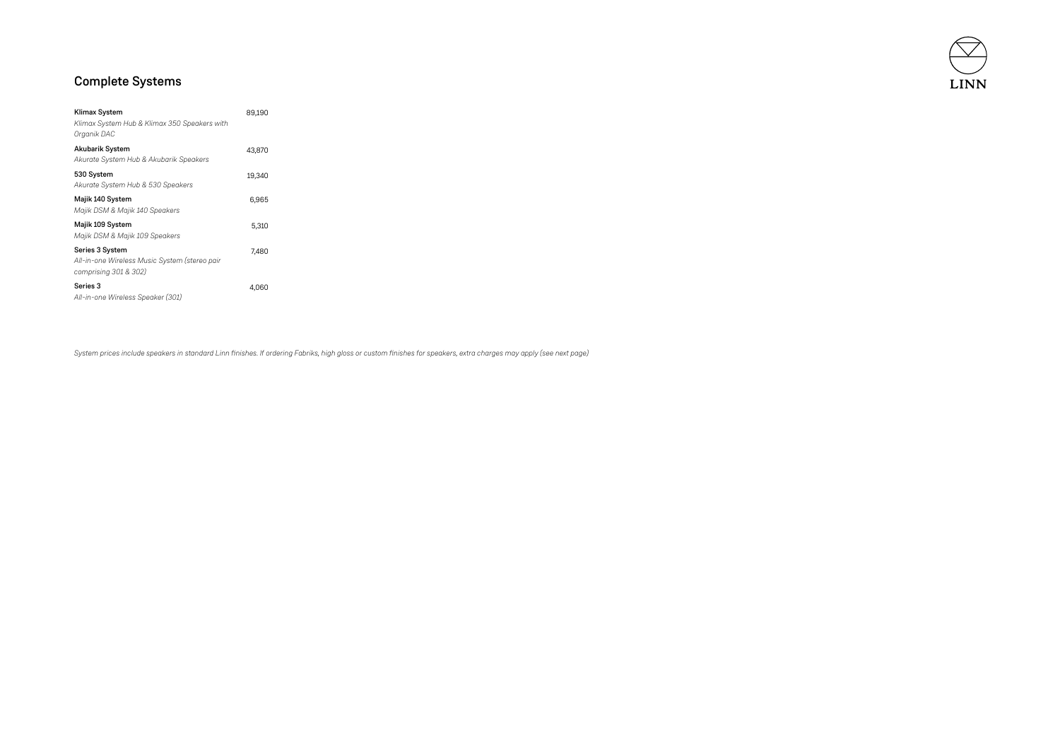## Complete Systems

| Product | Price |
|---|---|
| **Klimax System**<br>*Klimax System Hub & Klimax 350 Speakers with Organik DAC* | 89,190 |
| **Akubarik System**<br>*Akurate System Hub & Akubarik Speakers* | 43,870 |
| **530 System**<br>*Akurate System Hub & 530 Speakers* | 19,340 |
| **Majik 140 System**<br>*Majik DSM & Majik 140 Speakers* | 6,965 |
| **Majik 109 System**<br>*Majik DSM & Majik 109 Speakers* | 5,310 |
| **Series 3 System**<br>*All-in-one Wireless Music System (stereo pair comprising 301 & 302)* | 7,480 |
| **Series 3**<br>*All-in-one Wireless Speaker (301)* | 4,060 |

*System prices include speakers in standard Linn finishes. If ordering Fabriks, high gloss or custom finishes for speakers, extra charges may apply (see next page)*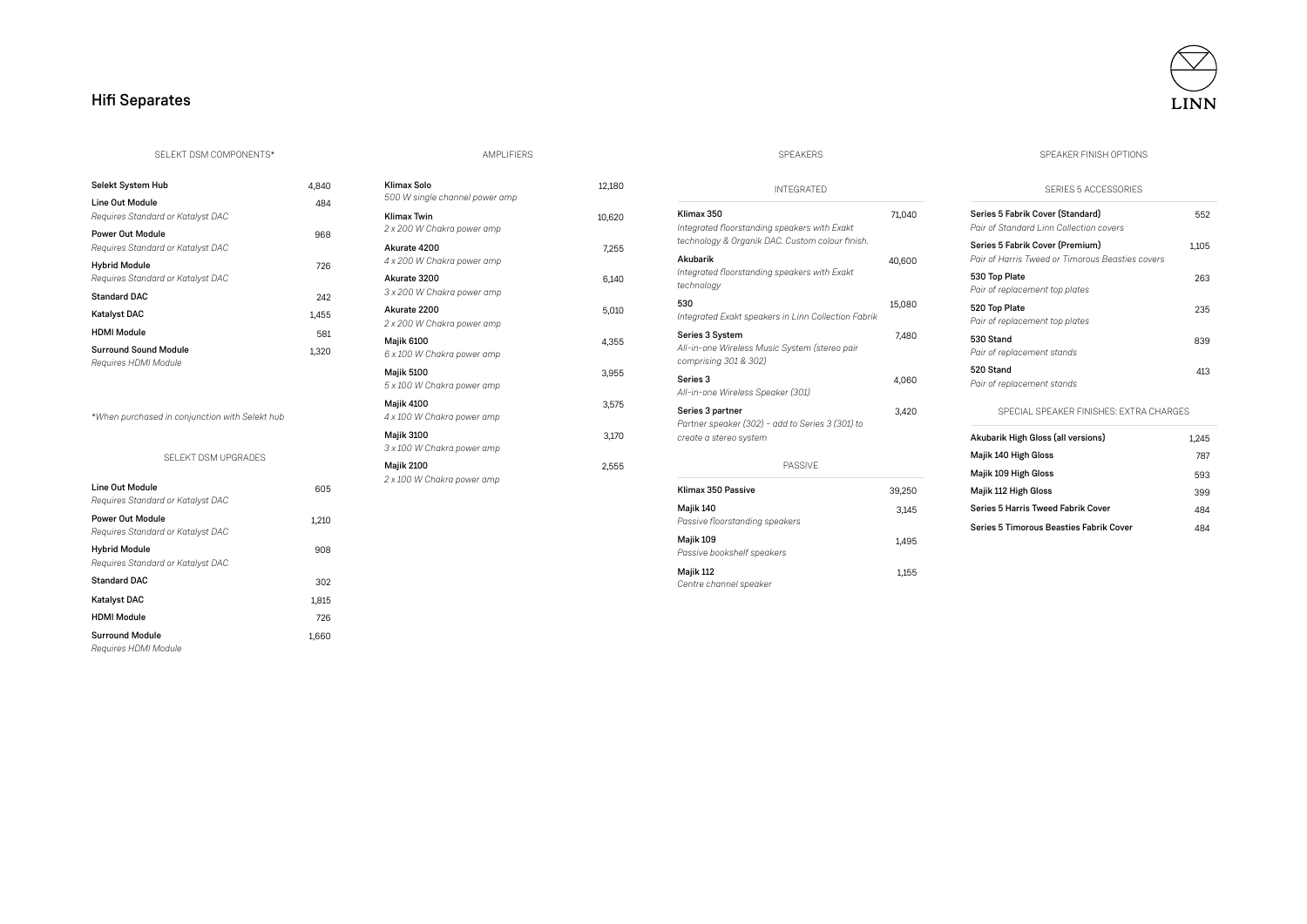# Hifi Separates

## SELEKT DSM COMPONENTS*

| Item | Price |
|---|---|
| **Selekt System Hub** | 4,840 |
| **Line Out Module**<br>*Requires Standard or Katalyst DAC* | 484 |
| **Power Out Module**<br>*Requires Standard or Katalyst DAC* | 968 |
| **Hybrid Module**<br>*Requires Standard or Katalyst DAC* | 726 |
| **Standard DAC** | 242 |
| **Katalyst DAC** | 1,455 |
| **HDMI Module** | 581 |
| **Surround Sound Module**<br>*Requires HDMI Module* | 1,320 |

*\*When purchased in conjunction with Selekt hub*

## SELEKT DSM UPGRADES

| Item | Price |
|---|---|
| **Line Out Module**<br>*Requires Standard or Katalyst DAC* | 605 |
| **Power Out Module**<br>*Requires Standard or Katalyst DAC* | 1,210 |
| **Hybrid Module**<br>*Requires Standard or Katalyst DAC* | 908 |
| **Standard DAC** | 302 |
| **Katalyst DAC** | 1,815 |
| **HDMI Module** | 726 |
| **Surround Module**<br>*Requires HDMI Module* | 1,660 |

## AMPLIFIERS

| Item | Price |
|---|---|
| **Klimax Solo**<br>*500 W single channel power amp* | 12,180 |
| **Klimax Twin**<br>*2 x 200 W Chakra power amp* | 10,620 |
| **Akurate 4200**<br>*4 x 200 W Chakra power amp* | 7,255 |
| **Akurate 3200**<br>*3 x 200 W Chakra power amp* | 6,140 |
| **Akurate 2200**<br>*2 x 200 W Chakra power amp* | 5,010 |
| **Majik 6100**<br>*6 x 100 W Chakra power amp* | 4,355 |
| **Majik 5100**<br>*5 x 100 W Chakra power amp* | 3,955 |
| **Majik 4100**<br>*4 x 100 W Chakra power amp* | 3,575 |
| **Majik 3100**<br>*3 x 100 W Chakra power amp* | 3,170 |
| **Majik 2100**<br>*2 x 100 W Chakra power amp* | 2,555 |

## SPEAKERS

### INTEGRATED

| Item | Price |
|---|---|
| **Klimax 350**<br>*Integrated floorstanding speakers with Exakt technology & Organik DAC. Custom colour finish.* | 71,040 |
| **Akubarik**<br>*Integrated floorstanding speakers with Exakt technology* | 40,600 |
| **530**<br>*Integrated Exakt speakers in Linn Collection Fabrik* | 15,080 |
| **Series 3 System**<br>*All-in-one Wireless Music System (stereo pair comprising 301 & 302)* | 7,480 |
| **Series 3**<br>*All-in-one Wireless Speaker (301)* | 4,060 |
| **Series 3 partner**<br>*Partner speaker (302) – add to Series 3 (301) to create a stereo system* | 3,420 |

### PASSIVE

| Item | Price |
|---|---|
| **Klimax 350 Passive** | 39,250 |
| **Majik 140**<br>*Passive floorstanding speakers* | 3,145 |
| **Majik 109**<br>*Passive bookshelf speakers* | 1,495 |
| **Majik 112**<br>*Centre channel speaker* | 1,155 |

## SPEAKER FINISH OPTIONS

### SERIES 5 ACCESSORIES

| Item | Price |
|---|---|
| **Series 5 Fabrik Cover (Standard)**<br>*Pair of Standard Linn Collection covers* | 552 |
| **Series 5 Fabrik Cover (Premium)**<br>*Pair of Harris Tweed or Timorous Beasties covers* | 1,105 |
| **530 Top Plate**<br>*Pair of replacement top plates* | 263 |
| **520 Top Plate**<br>*Pair of replacement top plates* | 235 |
| **530 Stand**<br>*Pair of replacement stands* | 839 |
| **520 Stand**<br>*Pair of replacement stands* | 413 |

### SPECIAL SPEAKER FINISHES: EXTRA CHARGES

| Item | Price |
|---|---|
| **Akubarik High Gloss (all versions)** | 1,245 |
| **Majik 140 High Gloss** | 787 |
| **Majik 109 High Gloss** | 593 |
| **Majik 112 High Gloss** | 399 |
| **Series 5 Harris Tweed Fabrik Cover** | 484 |
| **Series 5 Timorous Beasties Fabrik Cover** | 484 |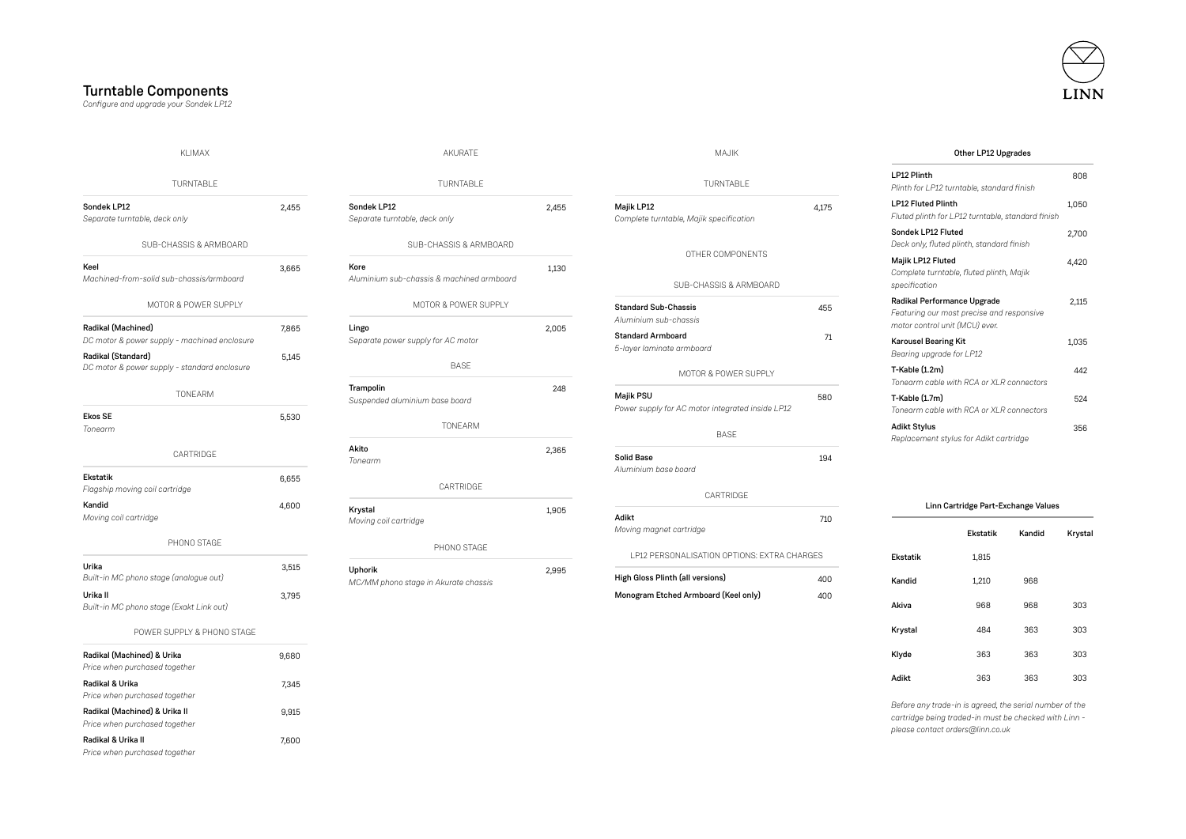# Turntable Components

*Configure and upgrade your Sondek LP12*

## KLIMAX

### TURNTABLE

| Item | Price |
|---|---|
| **Sondek LP12**<br>*Separate turntable, deck only* | 2,455 |

### SUB-CHASSIS & ARMBOARD

| Item | Price |
|---|---|
| **Keel**<br>*Machined-from-solid sub-chassis/armboard* | 3,665 |

### MOTOR & POWER SUPPLY

| Item | Price |
|---|---|
| **Radikal (Machined)**<br>*DC motor & power supply - machined enclosure* | 7,865 |
| **Radikal (Standard)**<br>*DC motor & power supply - standard enclosure* | 5,145 |

### TONEARM

| Item | Price |
|---|---|
| **Ekos SE**<br>*Tonearm* | 5,530 |

### CARTRIDGE

| Item | Price |
|---|---|
| **Ekstatik**<br>*Flagship moving coil cartridge* | 6,655 |
| **Kandid**<br>*Moving coil cartridge* | 4,600 |

### PHONO STAGE

| Item | Price |
|---|---|
| **Urika**<br>*Built-in MC phono stage (analogue out)* | 3,515 |
| **Urika II**<br>*Built-in MC phono stage (Exakt Link out)* | 3,795 |

### POWER SUPPLY & PHONO STAGE

| Item | Price |
|---|---|
| **Radikal (Machined) & Urika**<br>*Price when purchased together* | 9,680 |
| **Radikal & Urika**<br>*Price when purchased together* | 7,345 |
| **Radikal (Machined) & Urika II**<br>*Price when purchased together* | 9,915 |
| **Radikal & Urika II**<br>*Price when purchased together* | 7,600 |

## AKURATE

### TURNTABLE

| Item | Price |
|---|---|
| **Sondek LP12**<br>*Separate turntable, deck only* | 2,455 |

### SUB-CHASSIS & ARMBOARD

| Item | Price |
|---|---|
| **Kore**<br>*Aluminium sub-chassis & machined armboard* | 1,130 |

### MOTOR & POWER SUPPLY

| Item | Price |
|---|---|
| **Lingo**<br>*Separate power supply for AC motor* | 2,005 |

### BASE

| Item | Price |
|---|---|
| **Trampolin**<br>*Suspended aluminium base board* | 248 |

### TONEARM

| Item | Price |
|---|---|
| **Akito**<br>*Tonearm* | 2,365 |

### CARTRIDGE

| Item | Price |
|---|---|
| **Krystal**<br>*Moving coil cartridge* | 1,905 |

### PHONO STAGE

| Item | Price |
|---|---|
| **Uphorik**<br>*MC/MM phono stage in Akurate chassis* | 2,995 |

## MAJIK

### TURNTABLE

| Item | Price |
|---|---|
| **Majik LP12**<br>*Complete turntable, Majik specification* | 4,175 |

### OTHER COMPONENTS

#### SUB-CHASSIS & ARMBOARD

| Item | Price |
|---|---|
| **Standard Sub-Chassis**<br>*Aluminium sub-chassis* | 455 |
| **Standard Armboard**<br>*5-layer laminate armboard* | 71 |

#### MOTOR & POWER SUPPLY

| Item | Price |
|---|---|
| **Majik PSU**<br>*Power supply for AC motor integrated inside LP12* | 580 |

#### BASE

| Item | Price |
|---|---|
| **Solid Base**<br>*Aluminium base board* | 194 |

#### CARTRIDGE

| Item | Price |
|---|---|
| **Adikt**<br>*Moving magnet cartridge* | 710 |

#### LP12 PERSONALISATION OPTIONS: EXTRA CHARGES

| Item | Price |
|---|---|
| **High Gloss Plinth (all versions)** | 400 |
| **Monogram Etched Armboard (Keel only)** | 400 |

## Other LP12 Upgrades

| Item | Price |
|---|---|
| **LP12 Plinth**<br>*Plinth for LP12 turntable, standard finish* | 808 |
| **LP12 Fluted Plinth**<br>*Fluted plinth for LP12 turntable, standard finish* | 1,050 |
| **Sondek LP12 Fluted**<br>*Deck only, fluted plinth, standard finish* | 2,700 |
| **Majik LP12 Fluted**<br>*Complete turntable, fluted plinth, Majik specification* | 4,420 |
| **Radikal Performance Upgrade**<br>*Featuring our most precise and responsive motor control unit (MCU) ever.* | 2,115 |
| **Karousel Bearing Kit**<br>*Bearing upgrade for LP12* | 1,035 |
| **T-Kable (1.2m)**<br>*Tonearm cable with RCA or XLR connectors* | 442 |
| **T-Kable (1.7m)**<br>*Tonearm cable with RCA or XLR connectors* | 524 |
| **Adikt Stylus**<br>*Replacement stylus for Adikt cartridge* | 356 |

## Linn Cartridge Part-Exchange Values

| | Ekstatik | Kandid | Krystal |
|---|---|---|---|
| **Ekstatik** | 1,815 | | |
| **Kandid** | 1,210 | 968 | |
| **Akiva** | 968 | 968 | 303 |
| **Krystal** | 484 | 363 | 303 |
| **Klyde** | 363 | 363 | 303 |
| **Adikt** | 363 | 363 | 303 |

*Before any trade-in is agreed, the serial number of the cartridge being traded-in must be checked with Linn - please contact orders@linn.co.uk*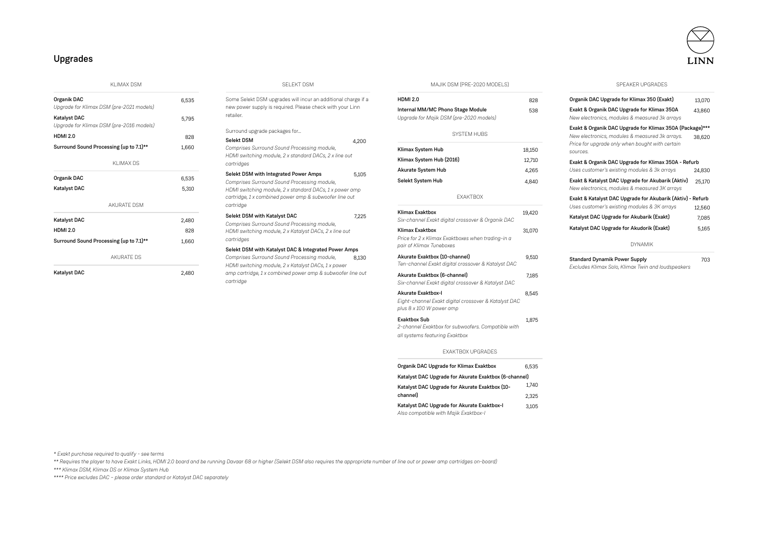# Upgrades

## KLIMAX DSM

| Item | Price |
|---|---|
| **Organik DAC**<br>*Upgrade for Klimax DSM (pre-2021 models)* | 6,535 |
| **Katalyst DAC**<br>*Upgrade for Klimax DSM (pre-2016 models)* | 5,795 |
| **HDMI 2.0** | 828 |
| **Surround Sound Processing (up to 7.1)**** | 1,660 |

## KLIMAX DS

| Item | Price |
|---|---|
| **Organik DAC** | 6,535 |
| **Katalyst DAC** | 5,310 |

## AKURATE DSM

| Item | Price |
|---|---|
| **Katalyst DAC** | 2,480 |
| **HDMI 2.0** | 828 |
| **Surround Sound Processing (up to 7.1)**** | 1,660 |

## AKURATE DS

| Item | Price |
|---|---|
| **Katalyst DAC** | 2,480 |

## SELEKT DSM

Some Selekt DSM upgrades will incur an additional charge if a new power supply is required. Please check with your Linn retailer.

Surround upgrade packages for...

| Item | Price |
|---|---|
| **Selekt DSM**<br>*Comprises Surround Sound Processing module, HDMI switching module, 2 x standard DACs, 2 x line out cartridges* | 4,200 |
| **Selekt DSM with Integrated Power Amps**<br>*Comprises Surround Sound Processing module, HDMI switching module, 2 x standard DACs, 1 x power amp cartridge, 1 x combined power amp & subwoofer line out cartridge* | 5,105 |
| **Selekt DSM with Katalyst DAC**<br>*Comprises Surround Sound Processing module, HDMI switching module, 2 x Katalyst DACs, 2 x line out cartridges* | 7,225 |
| **Selekt DSM with Katalyst DAC & Integrated Power Amps**<br>*Comprises Surround Sound Processing module, HDMI switching module, 2 x Katalyst DACs, 1 x power amp cartridge, 1 x combined power amp & subwoofer line out cartridge* | 8,130 |

## MAJIK DSM (PRE-2020 MODELS)

| Item | Price |
|---|---|
| **HDMI 2.0** | 828 |
| **Internal MM/MC Phono Stage Module**<br>*Upgrade for Majik DSM (pre-2020 models)* | 538 |

## SYSTEM HUBS

| Item | Price |
|---|---|
| **Klimax System Hub** | 18,150 |
| **Klimax System Hub (2016)** | 12,710 |
| **Akurate System Hub** | 4,265 |
| **Selekt System Hub** | 4,840 |

## EXAKTBOX

| Item | Price |
|---|---|
| **Klimax Exaktbox**<br>*Six-channel Exakt digital crossover & Organik DAC* | 19,420 |
| **Klimax Exaktbox**<br>*Price for 2 x Klimax Exaktboxes when trading-in a pair of Klimax Tuneboxes* | 31,070 |
| **Akurate Exaktbox (10-channel)**<br>*Ten-channel Exakt digital crossover & Katalyst DAC* | 9,510 |
| **Akurate Exaktbox (6-channel)**<br>*Six-channel Exakt digital crossover & Katalyst DAC* | 7,185 |
| **Akurate Exaktbox-I**<br>*Eight-channel Exakt digital crossover & Katalyst DAC plus 8 x 100 W power amp* | 8,545 |
| **Exaktbox Sub**<br>*2-channel Exaktbox for subwoofers. Compatible with all systems featuring Exaktbox* | 1,875 |

## EXAKTBOX UPGRADES

| Item | Price |
|---|---|
| **Organik DAC Upgrade for Klimax Exaktbox** | 6,535 |
| **Katalyst DAC Upgrade for Akurate Exaktbox (6-channel)** | 1,740 |
| **Katalyst DAC Upgrade for Akurate Exaktbox (10-channel)** | 2,325 |
| **Katalyst DAC Upgrade for Akurate Exaktbox-I**<br>*Also compatible with Majik Exaktbox-I* | 3,105 |

## SPEAKER UPGRADES

| Item | Price |
|---|---|
| **Organik DAC Upgrade for Klimax 350 (Exakt)** | 13,070 |
| **Exakt & Organik DAC Upgrade for Klimax 350A**<br>*New electronics, modules & measured 3k arrays* | 43,860 |
| **Exakt & Organik DAC Upgrade for Klimax 350A (Package)*****<br>*New electronics, modules & measured 3k arrays. Price for upgrade only when bought with certain sources.* | 38,620 |
| **Exakt & Organik DAC Upgrade for Klimax 350A - Refurb**<br>*Uses customer's existing modules & 3k arrays* | 24,830 |
| **Exakt & Katalyst DAC Upgrade for Akubarik (Aktiv)**<br>*New electronics, modules & measured 3K arrays* | 25,170 |
| **Exakt & Katalyst DAC Upgrade for Akubarik (Aktiv) - Refurb**<br>*Uses customer's existing modules & 3K arrays* | 12,560 |
| **Katalyst DAC Upgrade for Akubarik (Exakt)** | 7,085 |
| **Katalyst DAC Upgrade for Akudorik (Exakt)** | 5,165 |

## DYNAMIK

| Item | Price |
|---|---|
| **Standard Dynamik Power Supply**<br>*Excludes Klimax Solo, Klimax Twin and loudspeakers* | 703 |

*\* Exakt purchase required to qualify - see terms*

*\*\* Requires the player to have Exakt Links, HDMI 2.0 board and be running Davaar 68 or higher (Selekt DSM also requires the appropriate number of line out or power amp cartridges on-board)*

*\*\*\* Klimax DSM, Klimax DS or Klimax System Hub*

*\*\*\*\* Price excludes DAC - please order standard or Katalyst DAC separately*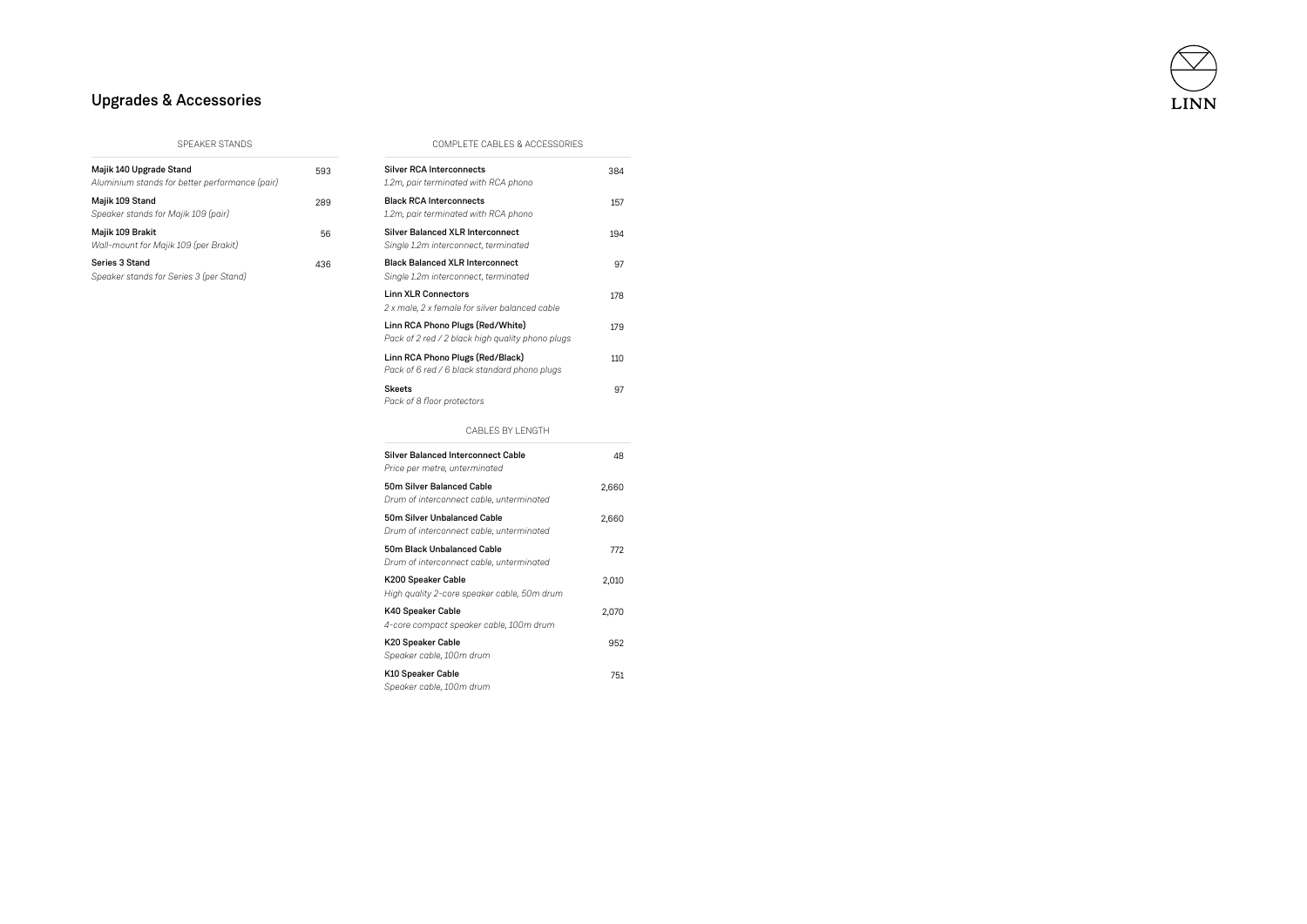## Upgrades & Accessories

LINN

### SPEAKER STANDS

| Product | Price |
| --- | --- |
| **Majik 140 Upgrade Stand**<br>*Aluminium stands for better performance (pair)* | 593 |
| **Majik 109 Stand**<br>*Speaker stands for Majik 109 (pair)* | 289 |
| **Majik 109 Brakit**<br>*Wall-mount for Majik 109 (per Brakit)* | 56 |
| **Series 3 Stand**<br>*Speaker stands for Series 3 (per Stand)* | 436 |

### COMPLETE CABLES & ACCESSORIES

| Product | Price |
| --- | --- |
| **Silver RCA Interconnects**<br>*1.2m, pair terminated with RCA phono* | 384 |
| **Black RCA Interconnects**<br>*1.2m, pair terminated with RCA phono* | 157 |
| **Silver Balanced XLR Interconnect**<br>*Single 1.2m interconnect, terminated* | 194 |
| **Black Balanced XLR Interconnect**<br>*Single 1.2m interconnect, terminated* | 97 |
| **Linn XLR Connectors**<br>*2 x male, 2 x female for silver balanced cable* | 178 |
| **Linn RCA Phono Plugs (Red/White)**<br>*Pack of 2 red / 2 black high quality phono plugs* | 179 |
| **Linn RCA Phono Plugs (Red/Black)**<br>*Pack of 6 red / 6 black standard phono plugs* | 110 |
| **Skeets**<br>*Pack of 8 floor protectors* | 97 |

### CABLES BY LENGTH

| Product | Price |
| --- | --- |
| **Silver Balanced Interconnect Cable**<br>*Price per metre, unterminated* | 48 |
| **50m Silver Balanced Cable**<br>*Drum of interconnect cable, unterminated* | 2,660 |
| **50m Silver Unbalanced Cable**<br>*Drum of interconnect cable, unterminated* | 2,660 |
| **50m Black Unbalanced Cable**<br>*Drum of interconnect cable, unterminated* | 772 |
| **K200 Speaker Cable**<br>*High quality 2-core speaker cable, 50m drum* | 2,010 |
| **K40 Speaker Cable**<br>*4-core compact speaker cable, 100m drum* | 2,070 |
| **K20 Speaker Cable**<br>*Speaker cable, 100m drum* | 952 |
| **K10 Speaker Cable**<br>*Speaker cable, 100m drum* | 751 |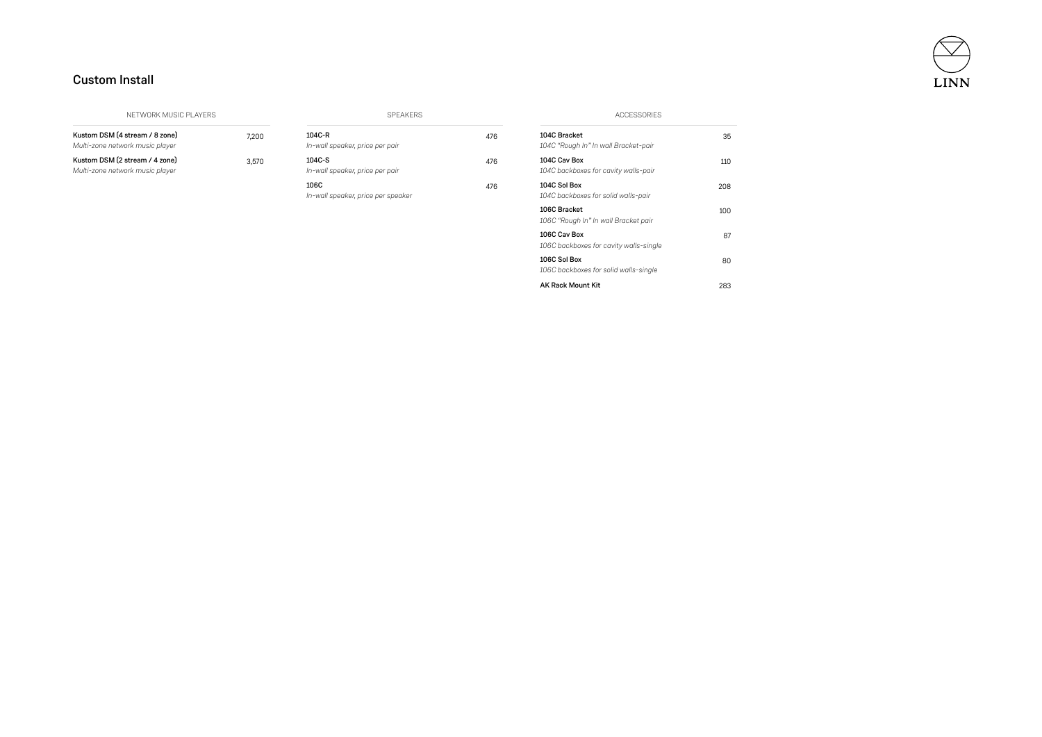## Custom Install

LINN

| NETWORK MUSIC PLAYERS | |
|---|---|
| **Kustom DSM (4 stream / 8 zone)**<br>*Multi-zone network music player* | 7,200 |
| **Kustom DSM (2 stream / 4 zone)**<br>*Multi-zone network music player* | 3,570 |

| SPEAKERS | |
|---|---|
| **104C-R**<br>*In-wall speaker, price per pair* | 476 |
| **104C-S**<br>*In-wall speaker, price per pair* | 476 |
| **106C**<br>*In-wall speaker, price per speaker* | 476 |

| ACCESSORIES | |
|---|---|
| **104C Bracket**<br>*104C "Rough In" In wall Bracket-pair* | 35 |
| **104C Cav Box**<br>*104C backboxes for cavity walls-pair* | 110 |
| **104C Sol Box**<br>*104C backboxes for solid walls-pair* | 208 |
| **106C Bracket**<br>*106C "Rough In" In wall Bracket pair* | 100 |
| **106C Cav Box**<br>*106C backboxes for cavity walls-single* | 87 |
| **106C Sol Box**<br>*106C backboxes for solid walls-single* | 80 |
| **AK Rack Mount Kit** | 283 |